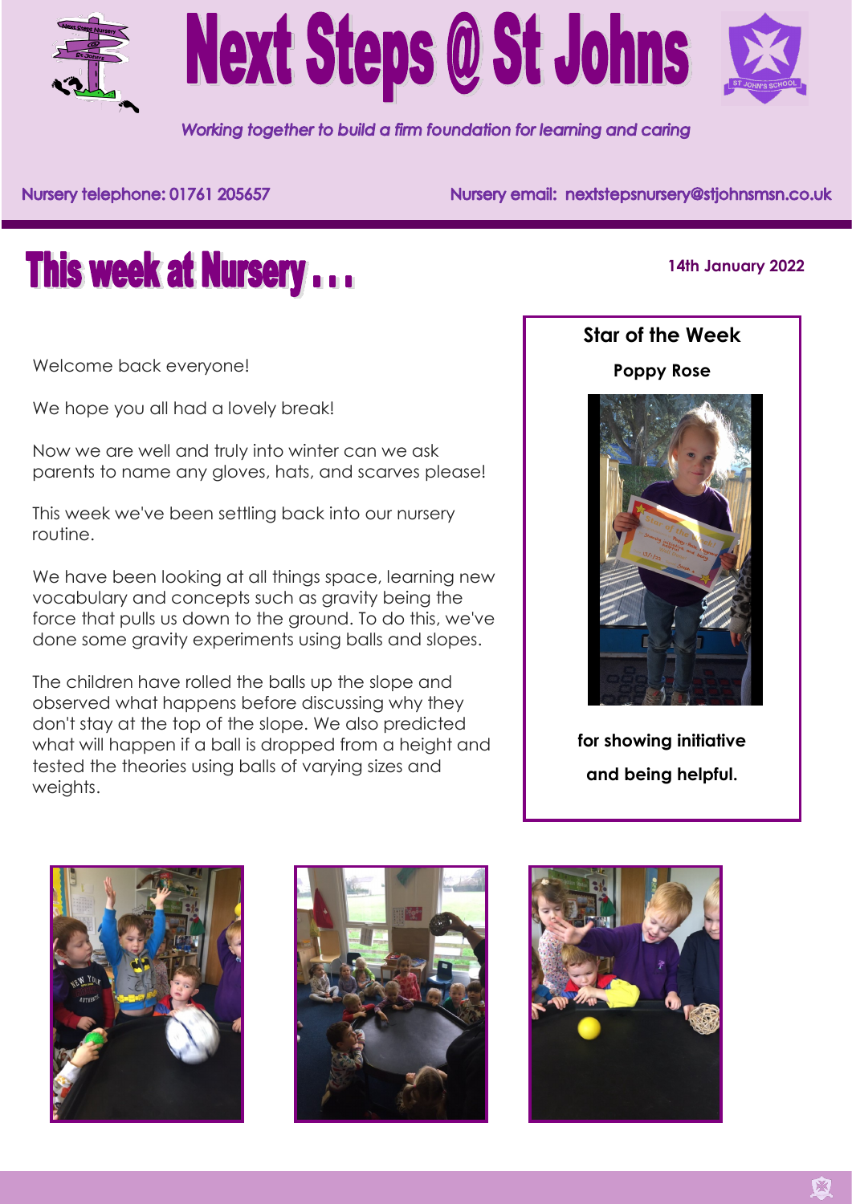# Next Steps @ St Johns

*Working together to build a firm foundation for learning and caring*

Nursery telephone: 01761 205657

Nursery email: nextstepsnursery@stjohnsmsn.co.uk

## This week at Nursery . . .

**14th January 2022**

Welcome back everyone!

We hope you all had a lovely break!

Now we are well and truly into winter can we ask parents to name any gloves, hats, and scarves please!

This week we've been settling back into our nursery routine.

We have been looking at all things space, learning new vocabulary and concepts such as gravity being the force that pulls us down to the ground. To do this, we've done some gravity experiments using balls and slopes.

The children have rolled the balls up the slope and observed what happens before discussing why they don't stay at the top of the slope. We also predicted what will happen if a ball is dropped from a height and tested the theories using balls of varying sizes and weights.

### Star of the Week

**Poppy Rose**

**for showing initiative and being helpful.**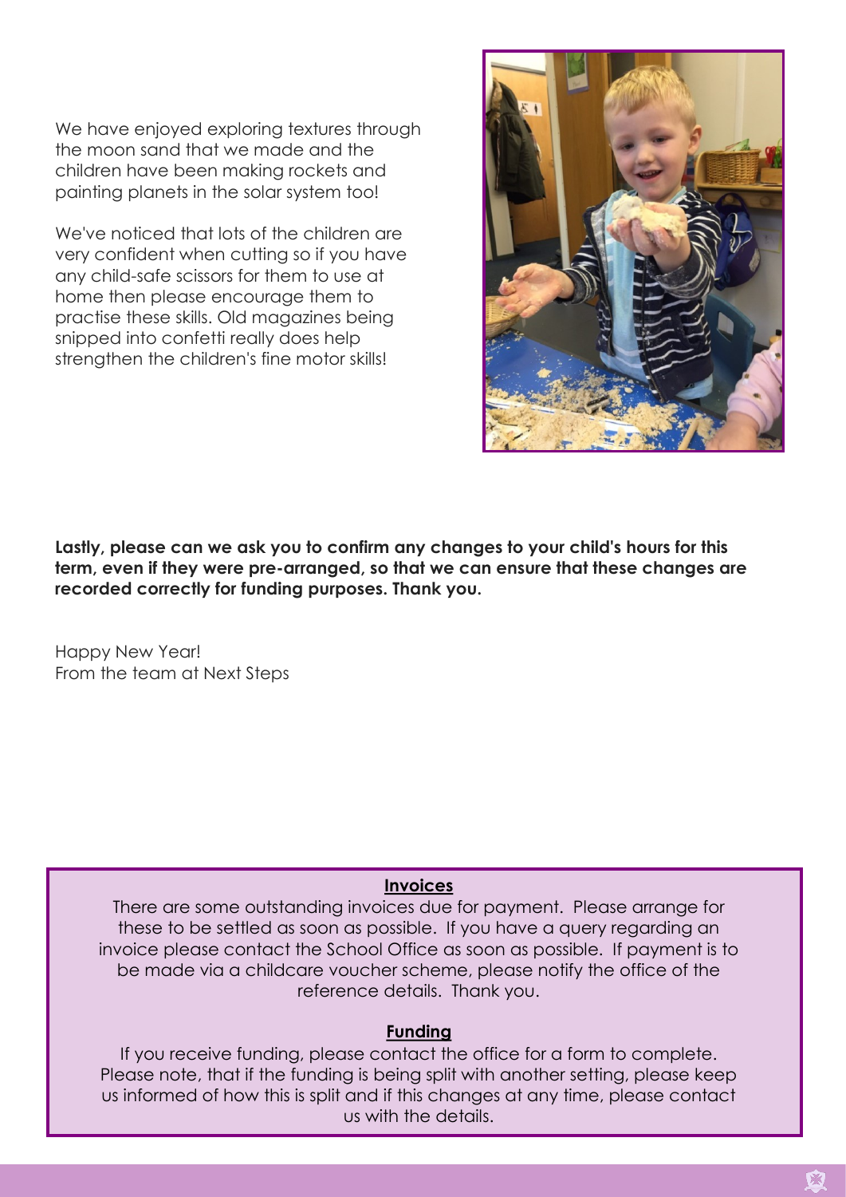We have enjoyed exploring textures through the moon sand that we made and the children have been making rockets and painting planets in the solar system too!

We've noticed that lots of the children are very confident when cutting so if you have any child-safe scissors for them to use at home then please encourage them to practise these skills. Old magazines being snipped into confetti really does help strengthen the children's fine motor skills!

**Lastly, please can we ask you to confirm any changes to your child's hours for this term, even if they were pre-arranged, so that we can ensure that these changes are recorded correctly for funding purposes. Thank you.**

Happy New Year!
From the team at Next Steps

**Invoices**

There are some outstanding invoices due for payment. Please arrange for these to be settled as soon as possible. If you have a query regarding an invoice please contact the School Office as soon as possible. If payment is to be made via a childcare voucher scheme, please notify the office of the reference details. Thank you.

**Funding**

If you receive funding, please contact the office for a form to complete. Please note, that if the funding is being split with another setting, please keep us informed of how this is split and if this changes at any time, please contact us with the details.